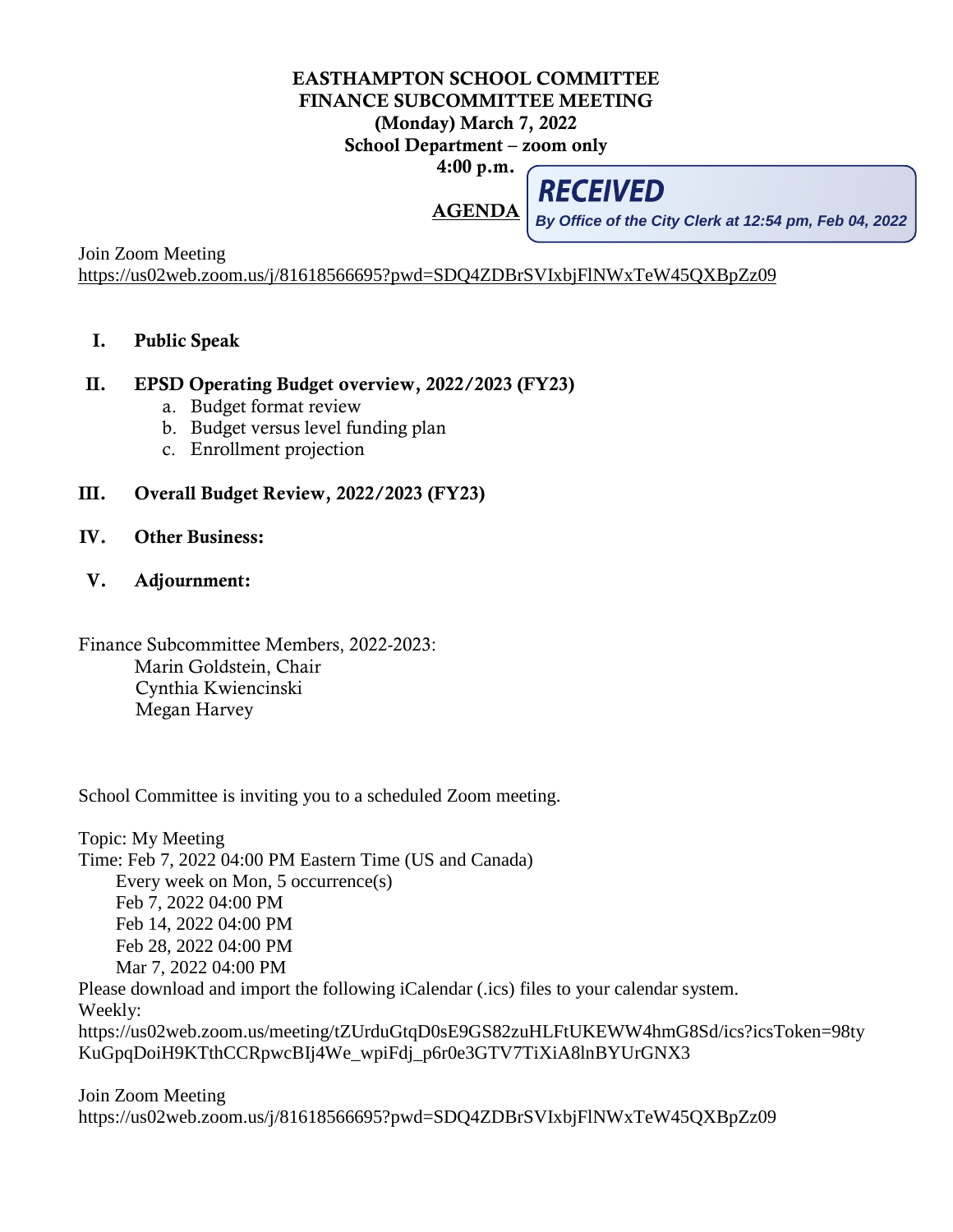**EASTHAMPTON SCHOOL COMMITTEE**
**FINANCE SUBCOMMITTEE MEETING**
**(Monday) March 7, 2022**
**School Department – zoom only**
**4:00 p.m.**

**RECEIVED**
*By Office of the City Clerk at 12:54 pm, Feb 04, 2022*

**AGENDA**

Join Zoom Meeting
https://us02web.zoom.us/j/81618566695?pwd=SDQ4ZDBrSVIxbjFlNWxTeW45QXBpZz09

I. **Public Speak**

II. **EPSD Operating Budget overview, 2022/2023 (FY23)**
   a. Budget format review
   b. Budget versus level funding plan
   c. Enrollment projection

III. **Overall Budget Review, 2022/2023 (FY23)**

IV. **Other Business:**

V. **Adjournment:**

Finance Subcommittee Members, 2022-2023:
Marin Goldstein, Chair
Cynthia Kwiencinski
Megan Harvey

School Committee is inviting you to a scheduled Zoom meeting.

Topic: My Meeting
Time: Feb 7, 2022 04:00 PM Eastern Time (US and Canada)
Every week on Mon, 5 occurrence(s)
Feb 7, 2022 04:00 PM
Feb 14, 2022 04:00 PM
Feb 28, 2022 04:00 PM
Mar 7, 2022 04:00 PM
Please download and import the following iCalendar (.ics) files to your calendar system.
Weekly:
https://us02web.zoom.us/meeting/tZUrduGtqD0sE9GS82zuHLFtUKEWW4hmG8Sd/ics?icsToken=98tyKuGpqDoiH9KTthCCRpwcBIj4We_wpiFdj_p6r0e3GTV7TiXiA8lnBYUrGNX3

Join Zoom Meeting
https://us02web.zoom.us/j/81618566695?pwd=SDQ4ZDBrSVIxbjFlNWxTeW45QXBpZz09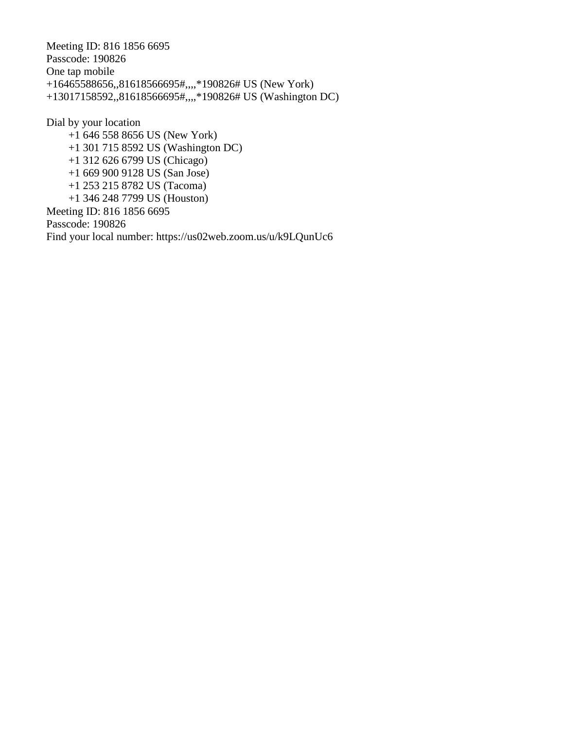Meeting ID: 816 1856 6695
Passcode: 190826
One tap mobile
+16465588656,,81618566695#,,,,*190826# US (New York)
+13017158592,,81618566695#,,,,*190826# US (Washington DC)

Dial by your location

- +1 646 558 8656 US (New York)
- +1 301 715 8592 US (Washington DC)
- +1 312 626 6799 US (Chicago)
- +1 669 900 9128 US (San Jose)
- +1 253 215 8782 US (Tacoma)
- +1 346 248 7799 US (Houston)

Meeting ID: 816 1856 6695
Passcode: 190826
Find your local number: https://us02web.zoom.us/u/k9LQunUc6